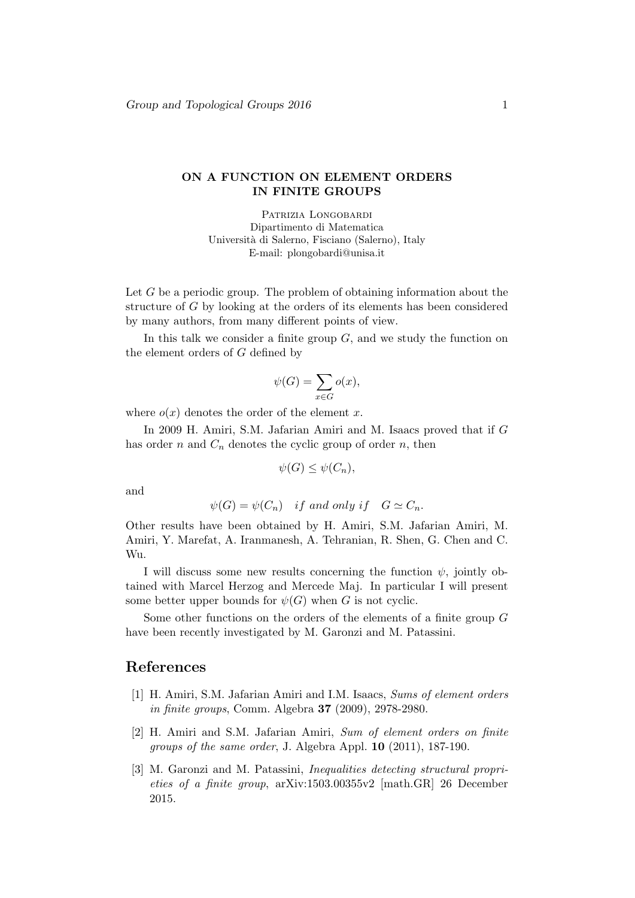# ON A FUNCTION ON ELEMENT ORDERS IN FINITE GROUPS

Patrizia Longobardi
Dipartimento di Matematica
Università di Salerno, Fisciano (Salerno), Italy
E-mail: plongobardi@unisa.it

Let $G$ be a periodic group. The problem of obtaining information about the structure of $G$ by looking at the orders of its elements has been considered by many authors, from many different points of view.

In this talk we consider a finite group $G$, and we study the function on the element orders of $G$ defined by

$$\psi(G) = \sum_{x \in G} o(x),$$

where $o(x)$ denotes the order of the element $x$.

In 2009 H. Amiri, S.M. Jafarian Amiri and M. Isaacs proved that if $G$ has order $n$ and $C_n$ denotes the cyclic group of order $n$, then

$$\psi(G) \leq \psi(C_n),$$

and

$$\psi(G) = \psi(C_n) \quad if \text{ } and \text{ } only \text{ } if \quad G \simeq C_n.$$

Other results have been obtained by H. Amiri, S.M. Jafarian Amiri, M. Amiri, Y. Marefat, A. Iranmanesh, A. Tehranian, R. Shen, G. Chen and C. Wu.

I will discuss some new results concerning the function $\psi$, jointly obtained with Marcel Herzog and Mercede Maj. In particular I will present some better upper bounds for $\psi(G)$ when $G$ is not cyclic.

Some other functions on the orders of the elements of a finite group $G$ have been recently investigated by M. Garonzi and M. Patassini.

## References

[1] H. Amiri, S.M. Jafarian Amiri and I.M. Isaacs, *Sums of element orders in finite groups*, Comm. Algebra **37** (2009), 2978-2980.

[2] H. Amiri and S.M. Jafarian Amiri, *Sum of element orders on finite groups of the same order*, J. Algebra Appl. **10** (2011), 187-190.

[3] M. Garonzi and M. Patassini, *Inequalities detecting structural proprieties of a finite group*, arXiv:1503.00355v2 [math.GR] 26 December 2015.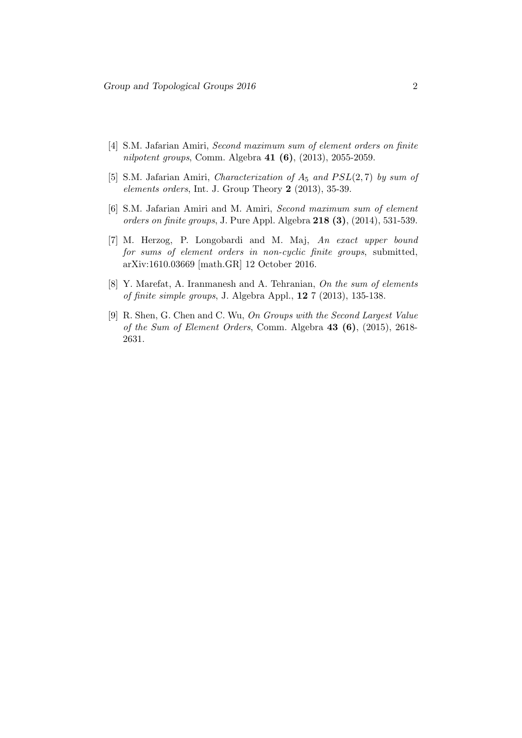[4] S.M. Jafarian Amiri, *Second maximum sum of element orders on finite nilpotent groups*, Comm. Algebra **41 (6)**, (2013), 2055-2059.

[5] S.M. Jafarian Amiri, *Characterization of $A_5$ and $PSL(2,7)$ by sum of elements orders*, Int. J. Group Theory **2** (2013), 35-39.

[6] S.M. Jafarian Amiri and M. Amiri, *Second maximum sum of element orders on finite groups*, J. Pure Appl. Algebra **218 (3)**, (2014), 531-539.

[7] M. Herzog, P. Longobardi and M. Maj, *An exact upper bound for sums of element orders in non-cyclic finite groups*, submitted, arXiv:1610.03669 [math.GR] 12 October 2016.

[8] Y. Marefat, A. Iranmanesh and A. Tehranian, *On the sum of elements of finite simple groups*, J. Algebra Appl., **12** 7 (2013), 135-138.

[9] R. Shen, G. Chen and C. Wu, *On Groups with the Second Largest Value of the Sum of Element Orders*, Comm. Algebra **43 (6)**, (2015), 2618-2631.